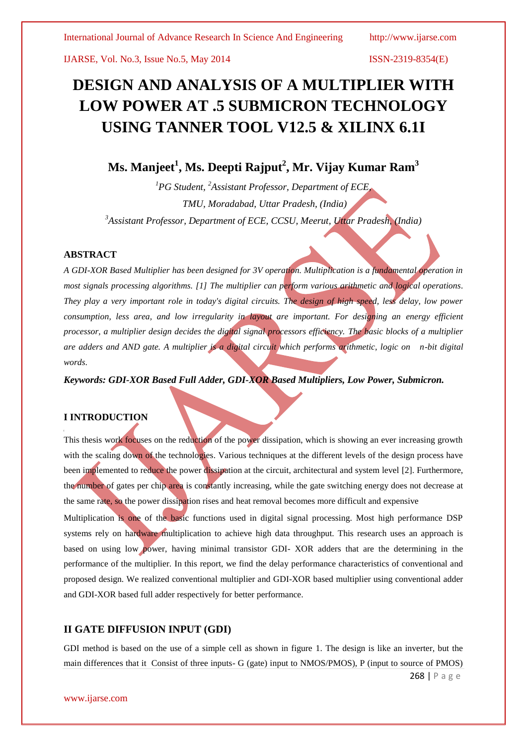# DESIGN AND ANALYSIS OF A MULTIPLIER WITH LOW POWER AT .5 SUBMICRON TECHNOLOGY USING TANNER TOOL V12.5 & XILINX 6.1I

## Ms. Manjeet[1], Ms. Deepti Rajput[2], Mr. Vijay Kumar Ram[3]

*[1]PG Student, [2]Assistant Professor, Department of ECE,*
*TMU, Moradabad, Uttar Pradesh, (India)*
*[3]Assistant Professor, Department of ECE, CCSU, Meerut, Uttar Pradesh, (India)*

### ABSTRACT

*A GDI-XOR Based Multiplier has been designed for 3V operation. Multiplication is a fundamental operation in most signals processing algorithms. [1] The multiplier can perform various arithmetic and logical operations. They play a very important role in today's digital circuits. The design of high speed, less delay, low power consumption, less area, and low irregularity in layout are important. For designing an energy efficient processor, a multiplier design decides the digital signal processors efficiency. The basic blocks of a multiplier are adders and AND gate. A multiplier is a digital circuit which performs arithmetic, logic on n-bit digital words.*

***Keywords: GDI-XOR Based Full Adder, GDI-XOR Based Multipliers, Low Power, Submicron.***

### I INTRODUCTION

This thesis work focuses on the reduction of the power dissipation, which is showing an ever increasing growth with the scaling down of the technologies. Various techniques at the different levels of the design process have been implemented to reduce the power dissipation at the circuit, architectural and system level [2]. Furthermore, the number of gates per chip area is constantly increasing, while the gate switching energy does not decrease at the same rate, so the power dissipation rises and heat removal becomes more difficult and expensive

Multiplication is one of the basic functions used in digital signal processing. Most high performance DSP systems rely on hardware multiplication to achieve high data throughput. This research uses an approach is based on using low power, having minimal transistor GDI- XOR adders that are the determining in the performance of the multiplier. In this report, we find the delay performance characteristics of conventional and proposed design. We realized conventional multiplier and GDI-XOR based multiplier using conventional adder and GDI-XOR based full adder respectively for better performance.

### II GATE DIFFUSION INPUT (GDI)

GDI method is based on the use of a simple cell as shown in figure 1. The design is like an inverter, but the main differences that it Consist of three inputs- G (gate) input to NMOS/PMOS), P (input to source of PMOS)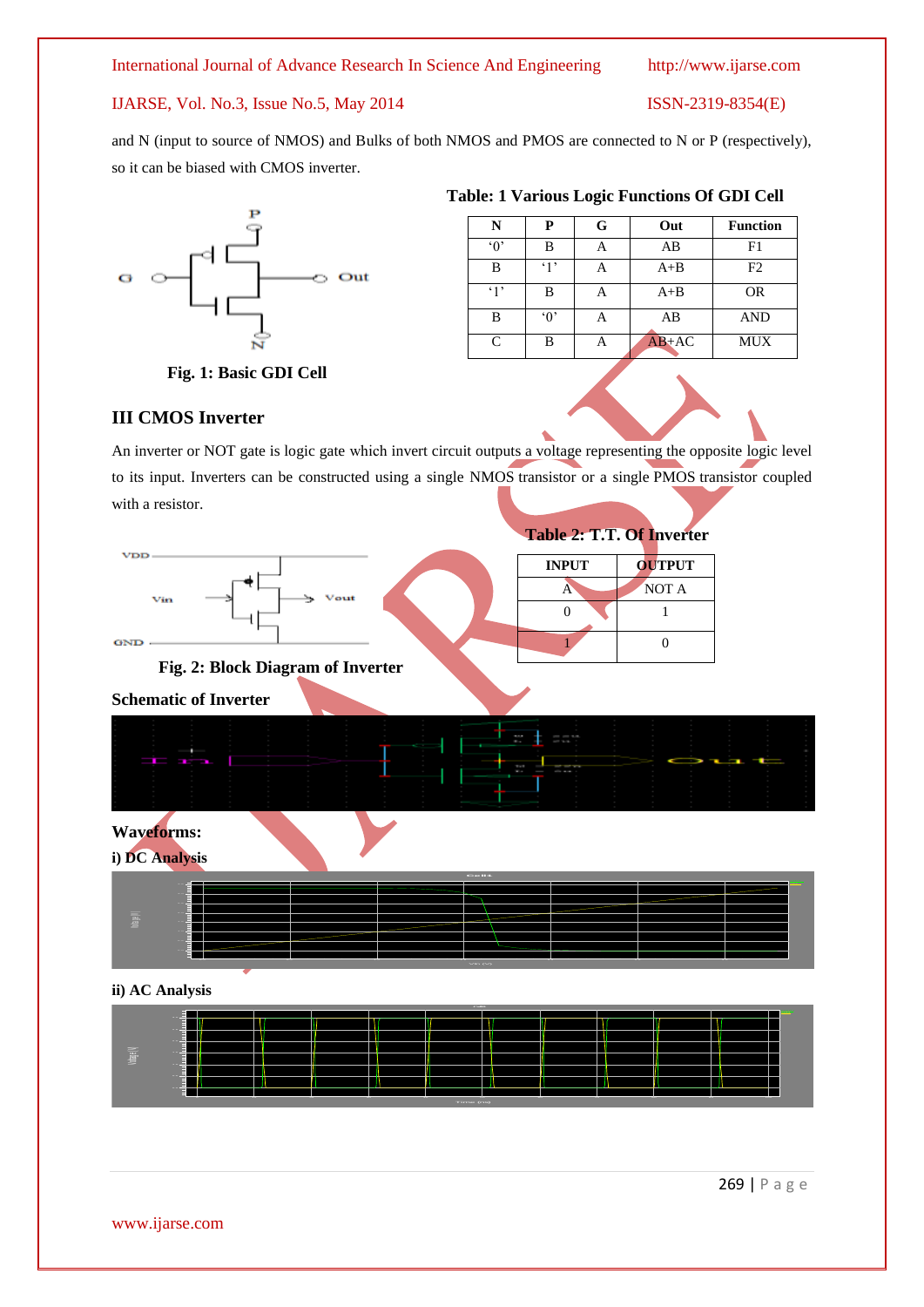and N (input to source of NMOS) and Bulks of both NMOS and PMOS are connected to N or P (respectively), so it can be biased with CMOS inverter.

**Fig. 1: Basic GDI Cell**

**Table: 1 Various Logic Functions Of GDI Cell**

| N | P | G | Out | Function |
|---|---|---|---|---|
| '0' | B | A | AB | F1 |
| B | '1' | A | A+B | F2 |
| '1' | B | A | A+B | OR |
| B | '0' | A | AB | AND |
| C | B | A | AB+AC | MUX |

## III CMOS Inverter

An inverter or NOT gate is logic gate which invert circuit outputs a voltage representing the opposite logic level to its input. Inverters can be constructed using a single NMOS transistor or a single PMOS transistor coupled with a resistor.

**Fig. 2: Block Diagram of Inverter**

**Table 2: T.T. Of Inverter**

| INPUT | OUTPUT |
|---|---|
| A | NOT A |
| 0 | 1 |
| 1 | 0 |

**Schematic of Inverter**

**Waveforms:**

**i) DC Analysis**

**ii) AC Analysis**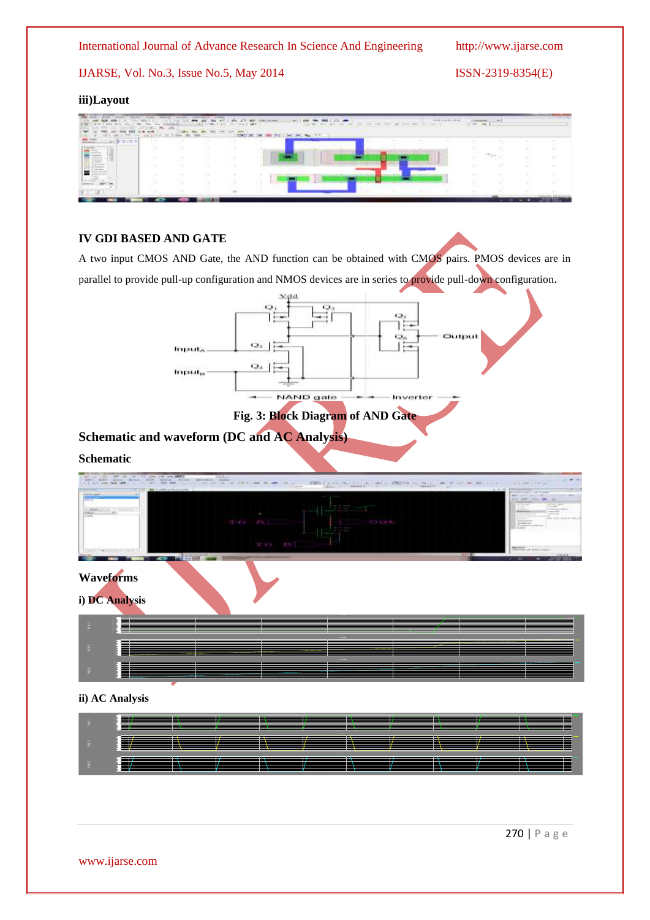**iii)Layout**

## IV GDI BASED AND GATE

A two input CMOS AND Gate, the AND function can be obtained with CMOS pairs. PMOS devices are in parallel to provide pull-up configuration and NMOS devices are in series to provide pull-down configuration.

Fig. 3: Block Diagram of AND Gate

## Schematic and waveform (DC and AC Analysis)

**Schematic**

**Waveforms**

**i) DC Analysis**

**ii) AC Analysis**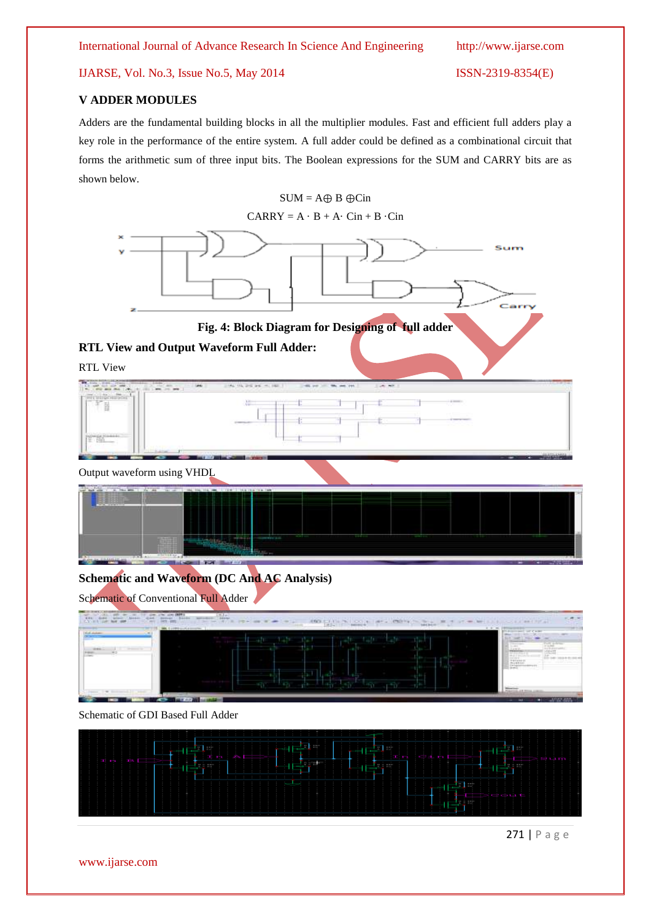## V ADDER MODULES

Adders are the fundamental building blocks in all the multiplier modules. Fast and efficient full adders play a key role in the performance of the entire system. A full adder could be defined as a combinational circuit that forms the arithmetic sum of three input bits. The Boolean expressions for the SUM and CARRY bits are as shown below.

$$SUM = A \oplus B \oplus Cin$$

$$CARRY = A \cdot B + A \cdot Cin + B \cdot Cin$$

**Fig. 4: Block Diagram for Designing of full adder**

**RTL View and Output Waveform Full Adder:**

RTL View

Output waveform using VHDL

**Schematic and Waveform (DC And AC Analysis)**

Schematic of Conventional Full Adder

Schematic of GDI Based Full Adder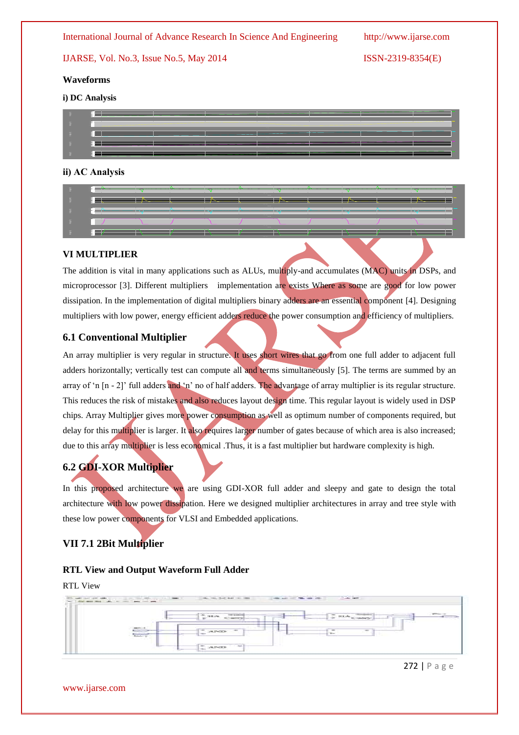**Waveforms**

**i) DC Analysis**

**ii) AC Analysis**

## VI MULTIPLIER

The addition is vital in many applications such as ALUs, multiply-and accumulates (MAC) units in DSPs, and microprocessor [3]. Different multipliers implementation are exists Where as some are good for low power dissipation. In the implementation of digital multipliers binary adders are an essential component [4]. Designing multipliers with low power, energy efficient adders reduce the power consumption and efficiency of multipliers.

### 6.1 Conventional Multiplier

An array multiplier is very regular in structure. It uses short wires that go from one full adder to adjacent full adders horizontally; vertically test can compute all and terms simultaneously [5]. The terms are summed by an array of 'n [n - 2]' full adders and 'n' no of half adders. The advantage of array multiplier is its regular structure. This reduces the risk of mistakes and also reduces layout design time. This regular layout is widely used in DSP chips. Array Multiplier gives more power consumption as well as optimum number of components required, but delay for this multiplier is larger. It also requires larger number of gates because of which area is also increased; due to this array multiplier is less economical .Thus, it is a fast multiplier but hardware complexity is high.

### 6.2 GDI-XOR Multiplier

In this proposed architecture we are using GDI-XOR full adder and sleepy and gate to design the total architecture with low power dissipation. Here we designed multiplier architectures in array and tree style with these low power components for VLSI and Embedded applications.

## VII 7.1 2Bit Multiplier

**RTL View and Output Waveform Full Adder**

RTL View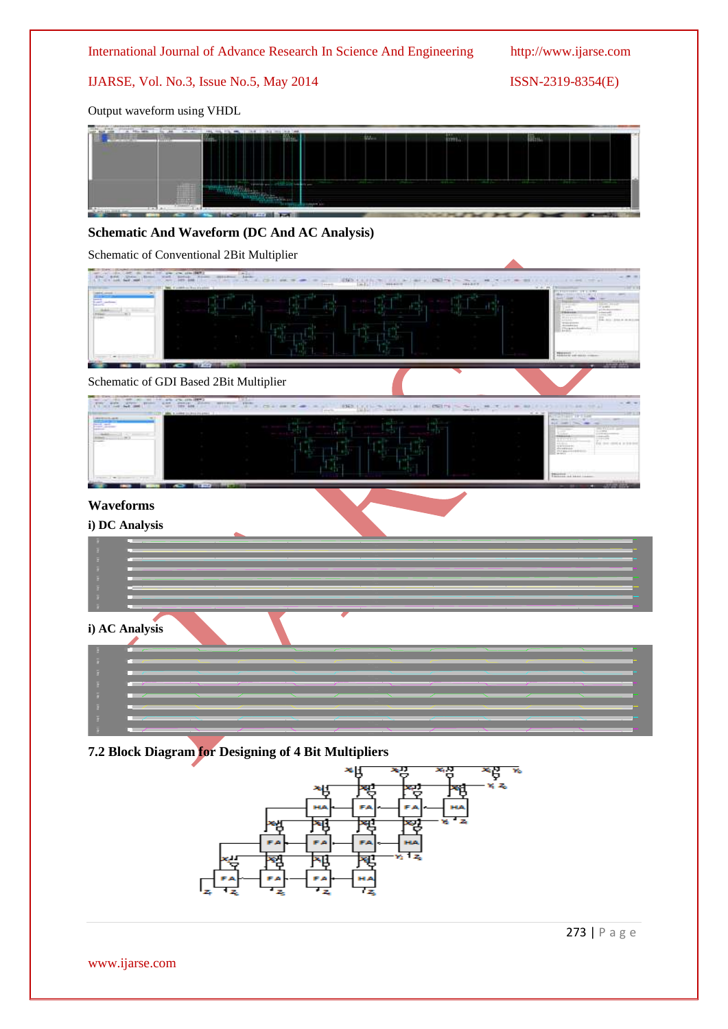Output waveform using VHDL

**Schematic And Waveform (DC And AC Analysis)**

Schematic of Conventional 2Bit Multiplier

Schematic of GDI Based 2Bit Multiplier

**Waveforms**

**i) DC Analysis**

**i) AC Analysis**

**7.2 Block Diagram for Designing of 4 Bit Multipliers**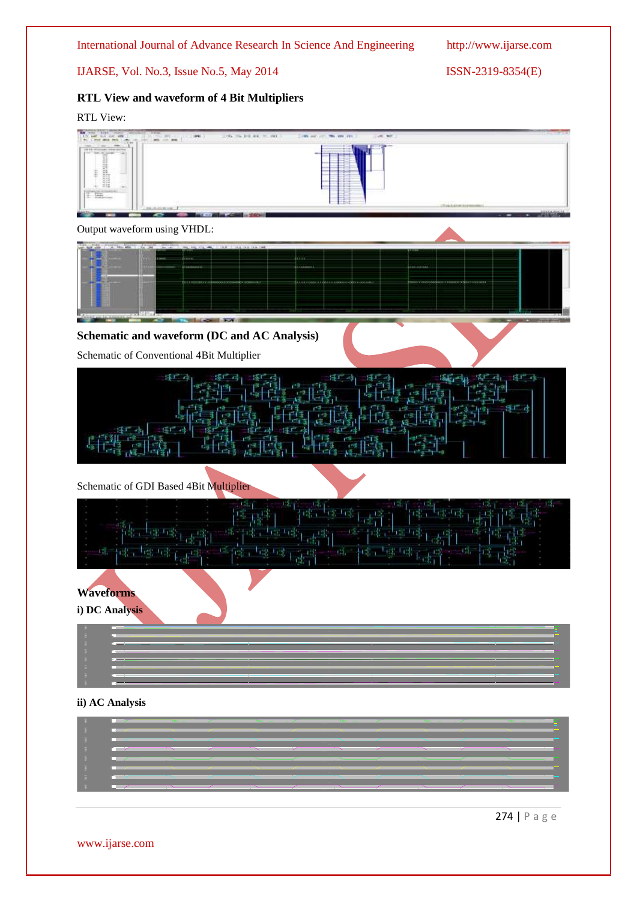## RTL View and waveform of 4 Bit Multipliers

RTL View:

Output waveform using VHDL:

## Schematic and waveform (DC and AC Analysis)

Schematic of Conventional 4Bit Multiplier

Schematic of GDI Based 4Bit Multiplier

## Waveforms

### i) DC Analysis

### ii) AC Analysis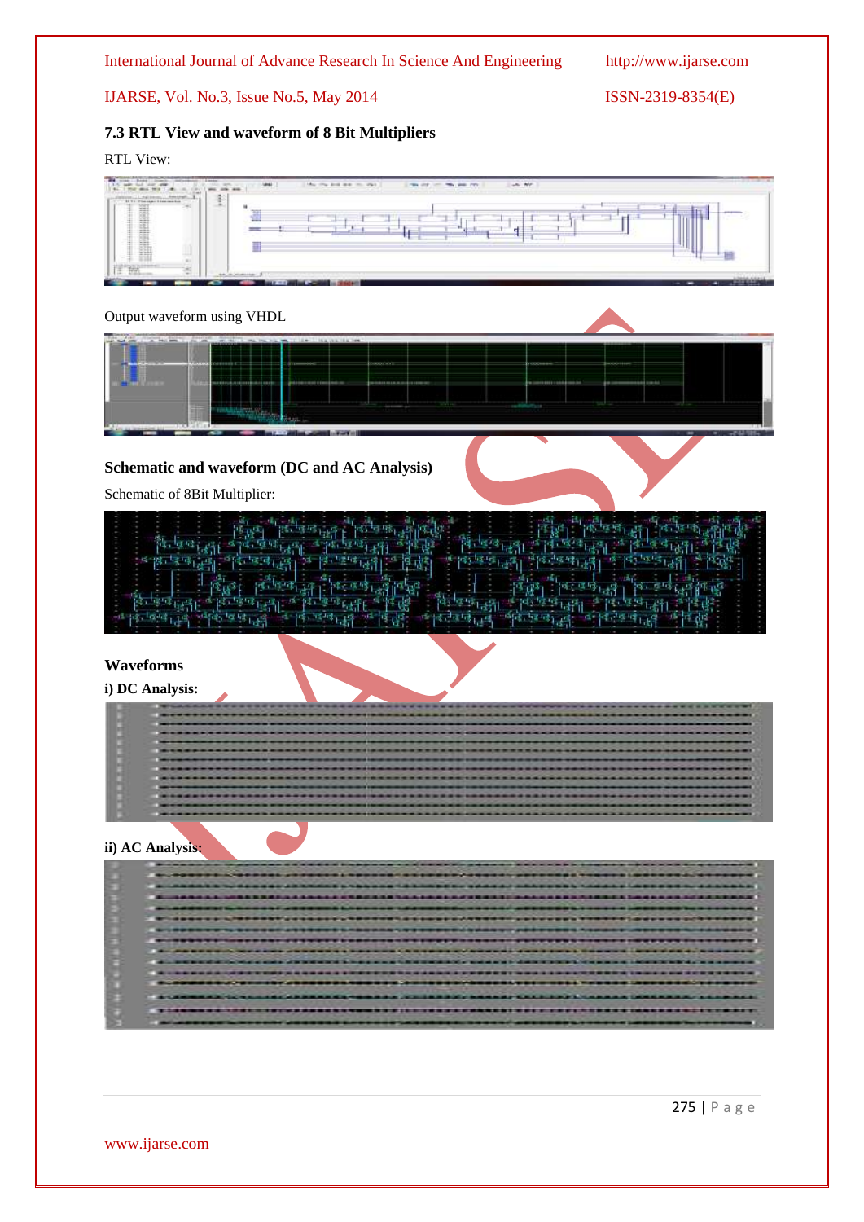### 7.3 RTL View and waveform of 8 Bit Multipliers

RTL View:

Output waveform using VHDL

### Schematic and waveform (DC and AC Analysis)

Schematic of 8Bit Multiplier:

### Waveforms

**i) DC Analysis:**

**ii) AC Analysis:**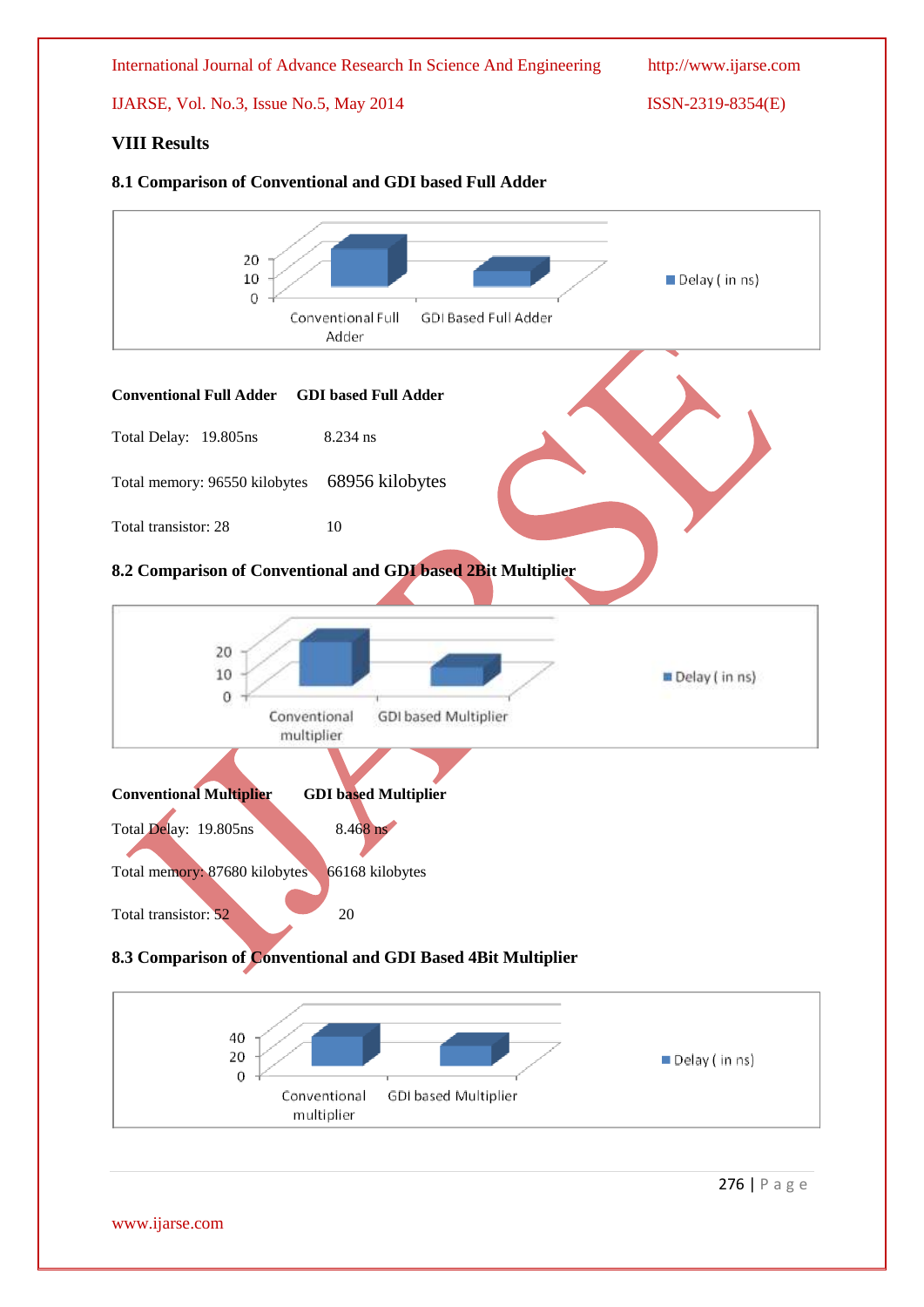## VIII Results

### 8.1 Comparison of Conventional and GDI based Full Adder

20
10
0

Conventional Full Adder    GDI Based Full Adder

■ Delay ( in ns)

| Conventional Full Adder | GDI based Full Adder |
|---|---|
| Total Delay: 19.805ns | 8.234 ns |
| Total memory: 96550 kilobytes | 68956 kilobytes |
| Total transistor: 28 | 10 |

### 8.2 Comparison of Conventional and GDI based 2Bit Multiplier

20
10
0

Conventional multiplier    GDI based Multiplier

■ Delay ( in ns)

| Conventional Multiplier | GDI based Multiplier |
|---|---|
| Total Delay: 19.805ns | 8.468 ns |
| Total memory: 87680 kilobytes | 66168 kilobytes |
| Total transistor: 52 | 20 |

### 8.3 Comparison of Conventional and GDI Based 4Bit Multiplier

40
20
0

Conventional multiplier    GDI based Multiplier

■ Delay ( in ns)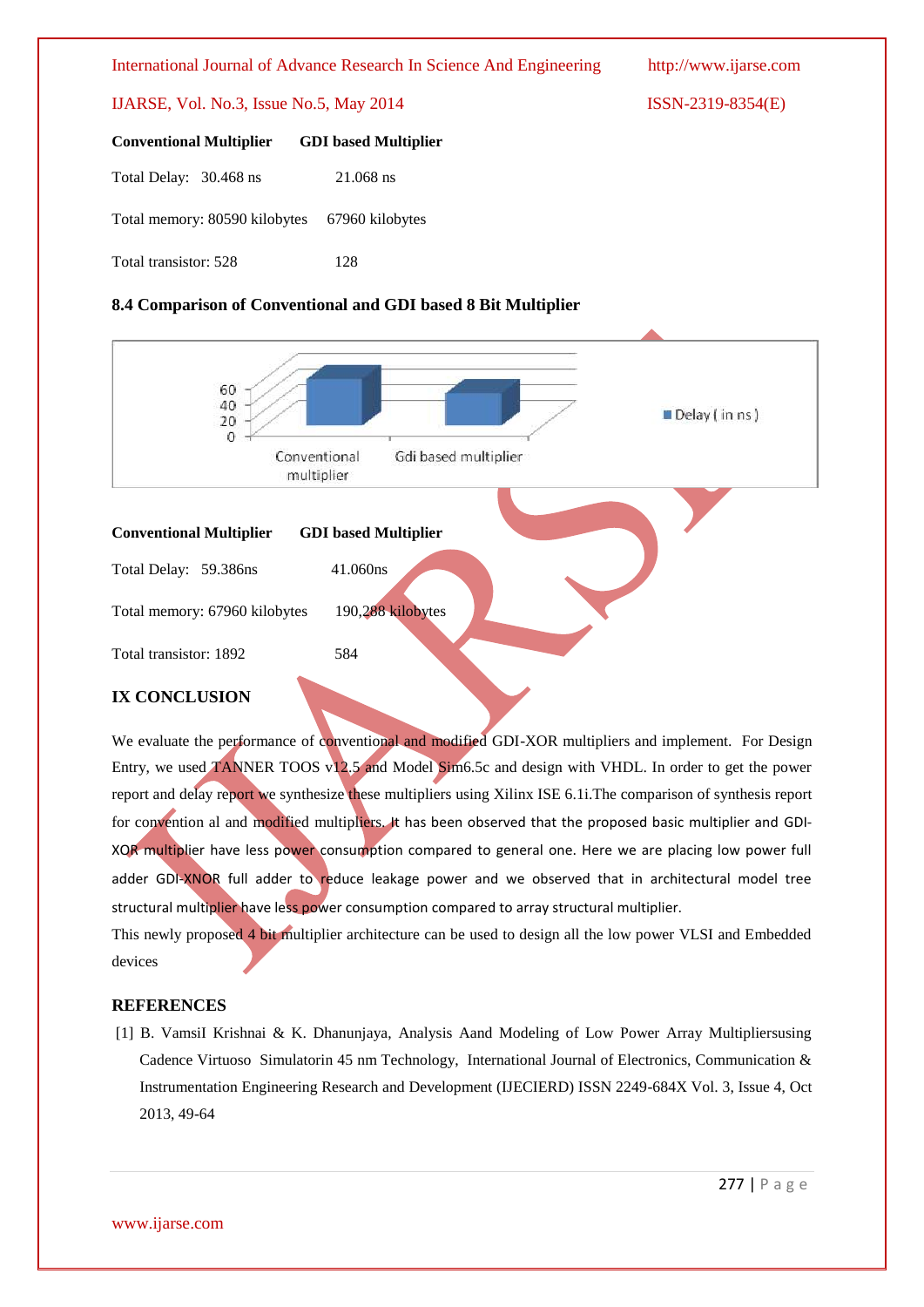| Conventional Multiplier | GDI based Multiplier |
|---|---|
| Total Delay: 30.468 ns | 21.068 ns |
| Total memory: 80590 kilobytes | 67960 kilobytes |
| Total transistor: 528 | 128 |

### 8.4 Comparison of Conventional and GDI based 8 Bit Multiplier

| Conventional Multiplier | GDI based Multiplier |
|---|---|
| Total Delay: 59.386ns | 41.060ns |
| Total memory: 67960 kilobytes | 190,288 kilobytes |
| Total transistor: 1892 | 584 |

## IX CONCLUSION

We evaluate the performance of conventional and modified GDI-XOR multipliers and implement. For Design Entry, we used TANNER TOOS v12.5 and Model Sim6.5c and design with VHDL. In order to get the power report and delay report we synthesize these multipliers using Xilinx ISE 6.1i.The comparison of synthesis report for convention al and modified multipliers. It has been observed that the proposed basic multiplier and GDI-XOR multiplier have less power consumption compared to general one. Here we are placing low power full adder GDI-XNOR full adder to reduce leakage power and we observed that in architectural model tree structural multiplier have less power consumption compared to array structural multiplier.

This newly proposed 4 bit multiplier architecture can be used to design all the low power VLSI and Embedded devices

## REFERENCES

[1] B. VamsiI Krishnai & K. Dhanunjaya, Analysis Aand Modeling of Low Power Array Multipliersusing Cadence Virtuoso Simulatorin 45 nm Technology, International Journal of Electronics, Communication & Instrumentation Engineering Research and Development (IJECIERD) ISSN 2249-684X Vol. 3, Issue 4, Oct 2013, 49-64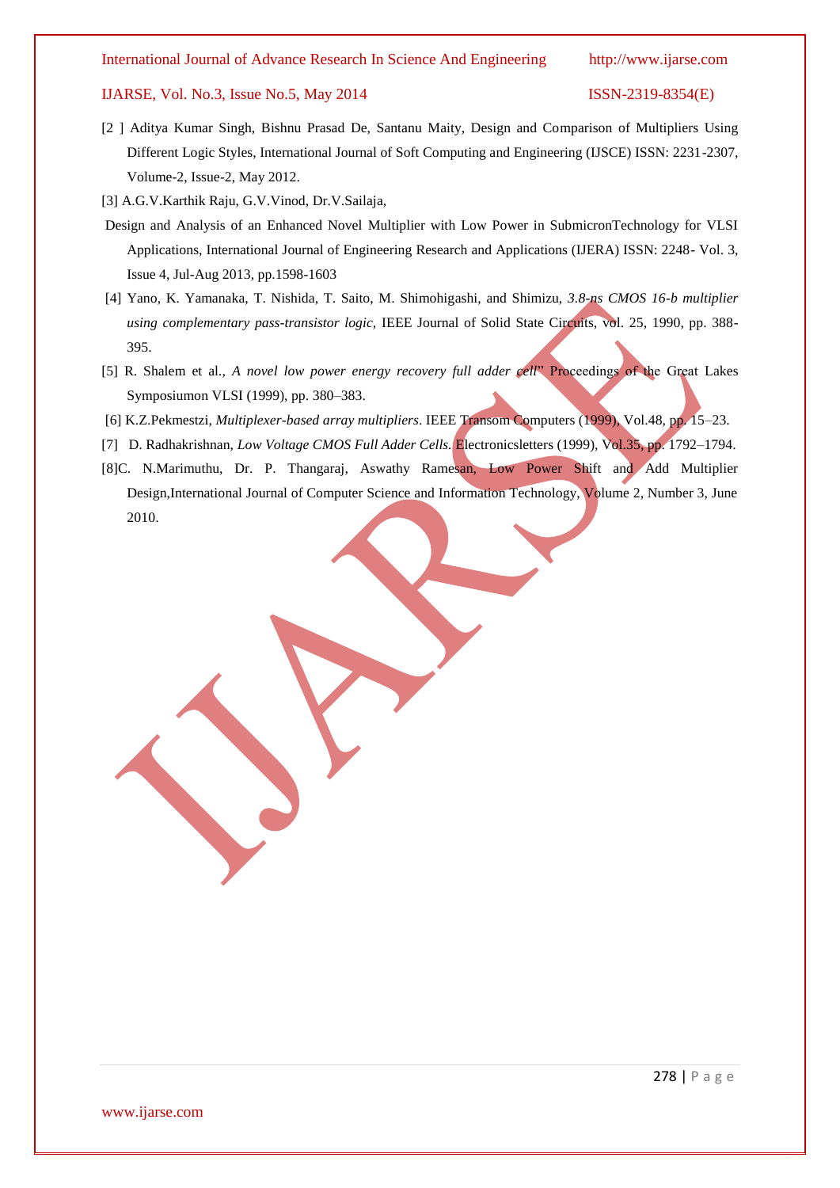[2 ] Aditya Kumar Singh, Bishnu Prasad De, Santanu Maity, Design and Comparison of Multipliers Using Different Logic Styles, International Journal of Soft Computing and Engineering (IJSCE) ISSN: 2231-2307, Volume-2, Issue-2, May 2012.

[3] A.G.V.Karthik Raju, G.V.Vinod, Dr.V.Sailaja,

Design and Analysis of an Enhanced Novel Multiplier with Low Power in SubmicronTechnology for VLSI Applications, International Journal of Engineering Research and Applications (IJERA) ISSN: 2248- Vol. 3, Issue 4, Jul-Aug 2013, pp.1598-1603

[4] Yano, K. Yamanaka, T. Nishida, T. Saito, M. Shimohigashi, and Shimizu, *3.8-ns CMOS 16-b multiplier using complementary pass-transistor logic*, IEEE Journal of Solid State Circuits, vol. 25, 1990, pp. 388-395.

[5] R. Shalem et al., *A novel low power energy recovery full adder cell*" Proceedings of the Great Lakes Symposiumon VLSI (1999), pp. 380–383.

[6] K.Z.Pekmestzi, *Multiplexer-based array multipliers*. IEEE Transom Computers (1999), Vol.48, pp. 15–23.

[7] D. Radhakrishnan, *Low Voltage CMOS Full Adder Cells.* Electronicsletters (1999), Vol.35, pp. 1792–1794.

[8]C. N.Marimuthu, Dr. P. Thangaraj, Aswathy Ramesan, Low Power Shift and Add Multiplier Design,International Journal of Computer Science and Information Technology, Volume 2, Number 3, June 2010.